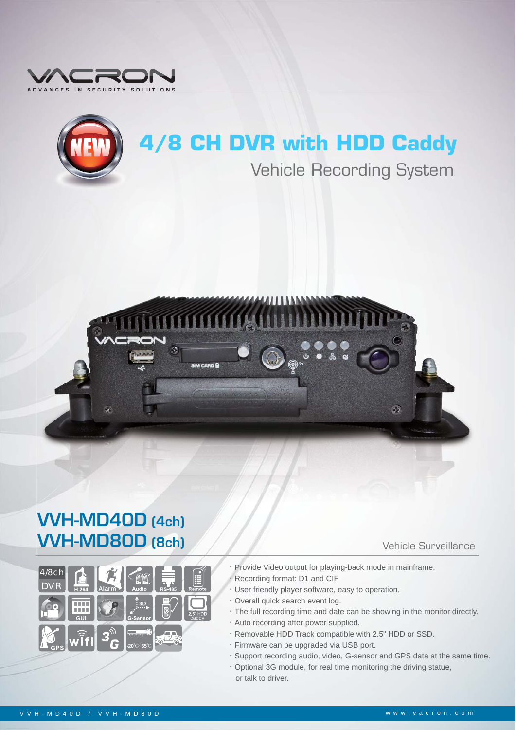VACRON

ADVANCES IN SECURITY SOLUTIONS

# 4/8 CH DVR with HDD Caddy

## Vehicle Recording System

## VVH-MD40D (4ch)
## VVH-MD80D (8ch)

Vehicle Surveillance

4/8ch DVR | H.264 | Alarm | Audio | RS-485 | Remote | GUI | G-Sensor | USB | 2.5" HDD caddy | GPS | wifi | 3G | -20°C~65°C

- Provide Video output for playing-back mode in mainframe.
- Recording format: D1 and CIF
- User friendly player software, easy to operation.
- Overall quick search event log.
- The full recording time and date can be showing in the monitor directly.
- Auto recording after power supplied.
- Removable HDD Track compatible with 2.5" HDD or SSD.
- Firmware can be upgraded via USB port.
- Support recording audio, video, G-sensor and GPS data at the same time.
- Optional 3G module, for real time monitoring the driving statue, or talk to driver.

VVH-MD40D / VVH-MD80D

www.vacron.com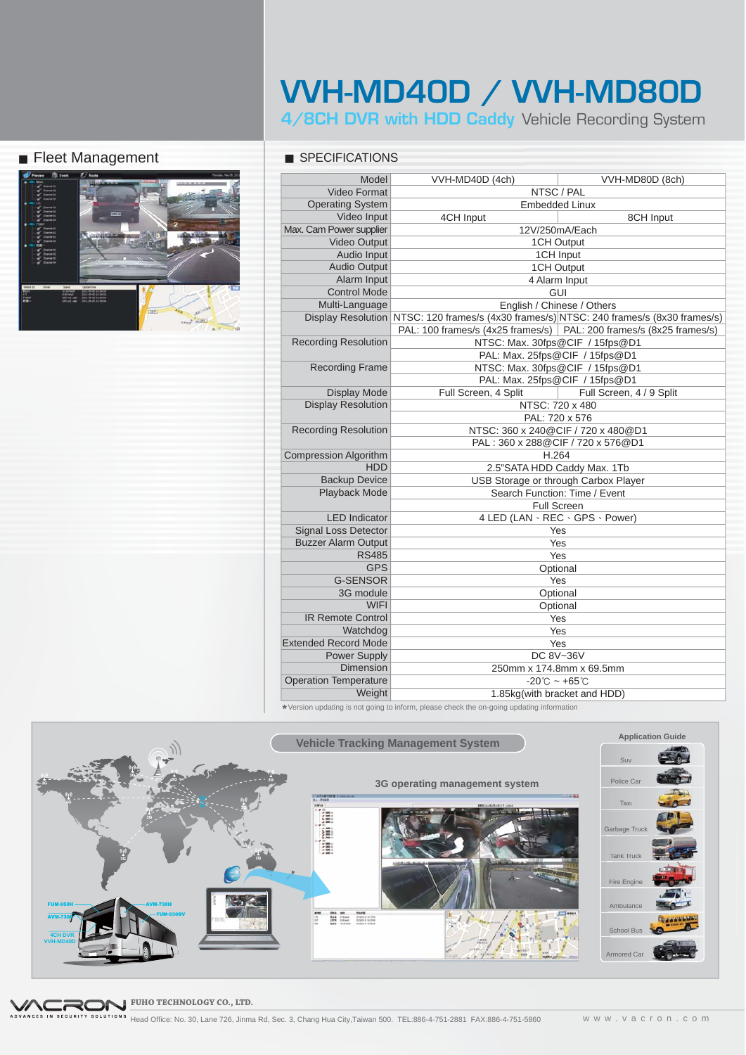# VVH-MD40D / VVH-MD80D

**4/8CH DVR with HDD Caddy** Vehicle Recording System

## Fleet Management

## SPECIFICATIONS

| Model | VVH-MD40D (4ch) | VVH-MD80D (8ch) |
|---|---|---|
| Video Format | NTSC / PAL | |
| Operating System | Embedded Linux | |
| Video Input | 4CH Input | 8CH Input |
| Max. Cam Power supplier | 12V/250mA/Each | |
| Video Output | 1CH Output | |
| Audio Input | 1CH Input | |
| Audio Output | 1CH Output | |
| Alarm Input | 4 Alarm Input | |
| Control Mode | GUI | |
| Multi-Language | English / Chinese / Others | |
| Display Resolution | NTSC: 120 frames/s (4x30 frames/s) | NTSC: 240 frames/s (8x30 frames/s) |
| | PAL: 100 frames/s (4x25 frames/s) | PAL: 200 frames/s (8x25 frames/s) |
| Recording Resolution | NTSC: Max. 30fps@CIF / 15fps@D1 | |
| | PAL: Max. 25fps@CIF / 15fps@D1 | |
| Recording Frame | NTSC: Max. 30fps@CIF / 15fps@D1 | |
| | PAL: Max. 25fps@CIF / 15fps@D1 | |
| Display Mode | Full Screen, 4 Split | Full Screen, 4 / 9 Split |
| Display Resolution | NTSC: 720 x 480 | |
| | PAL: 720 x 576 | |
| Recording Resolution | NTSC: 360 x 240@CIF / 720 x 480@D1 | |
| | PAL : 360 x 288@CIF / 720 x 576@D1 | |
| Compression Algorithm | H.264 | |
| HDD | 2.5"SATA HDD Caddy Max. 1Tb | |
| Backup Device | USB Storage or through Carbox Player | |
| Playback Mode | Search Function: Time / Event | |
| | Full Screen | |
| LED Indicator | 4 LED (LAN、REC、GPS、Power) | |
| Signal Loss Detector | Yes | |
| Buzzer Alarm Output | Yes | |
| RS485 | Yes | |
| GPS | Optional | |
| G-SENSOR | Yes | |
| 3G module | Optional | |
| WIFI | Optional | |
| IR Remote Control | Yes | |
| Watchdog | Yes | |
| Extended Record Mode | Yes | |
| Power Supply | DC 8V~36V | |
| Dimension | 250mm x 174.8mm x 69.5mm | |
| Operation Temperature | -20℃ ~ +65℃ | |
| Weight | 1.85kg(with bracket and HDD) | |

★Version updating is not going to inform, please check the on-going updating information

## Vehicle Tracking Management System

3G operating management system

FUM-950H
AVM-730H
AVM-730
FUM-930BV
4CH DVR
VVH-MD40D

### Application Guide

- Suv
- Police Car
- Taxi
- Garbage Truck
- Tank Truck
- Fire Engine
- Ambulance
- School Bus
- Armored Car

VACRON
ADVANCES IN SECURITY SOLUTIONS

**FUHO TECHNOLOGY CO., LTD.**

Head Office: No. 30, Lane 726, Jinma Rd, Sec. 3, Chang Hua City,Taiwan 500. TEL:886-4-751-2881 FAX:886-4-751-5860

www.vacron.com